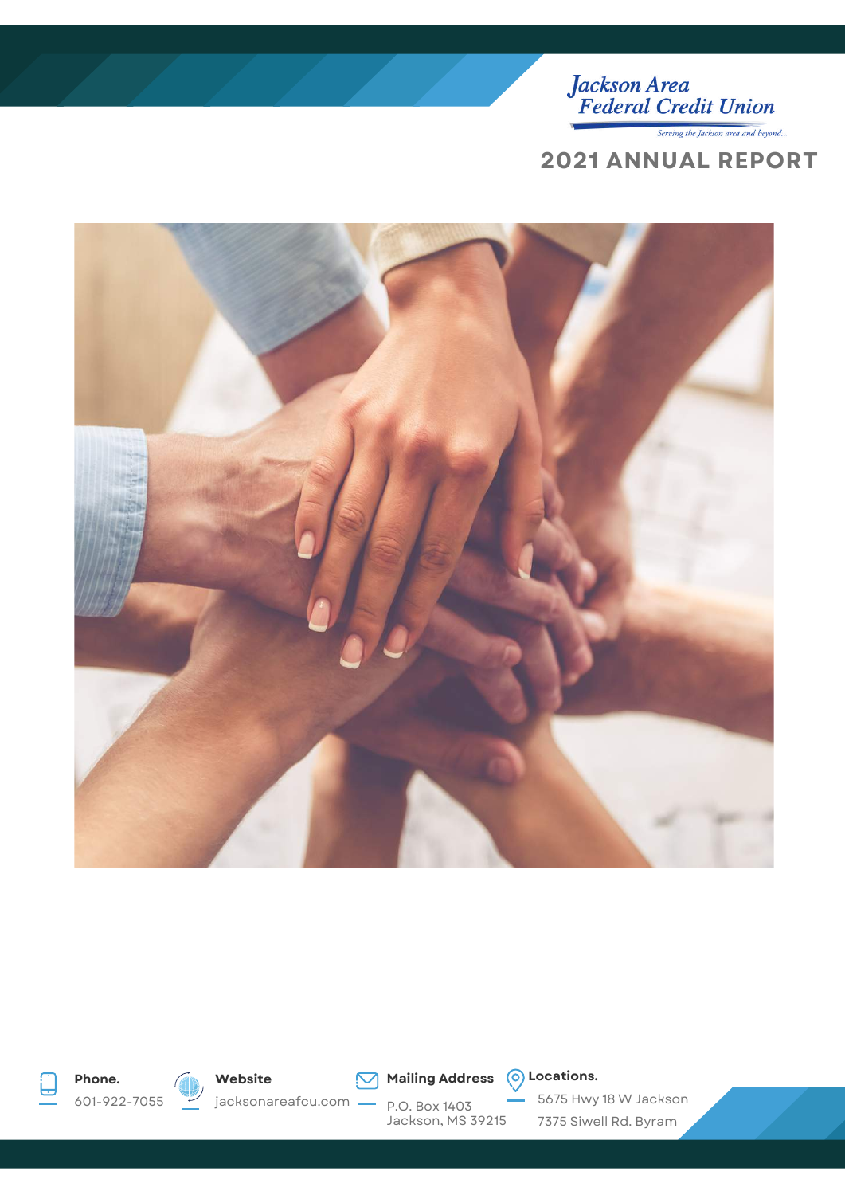Jackson Area Federal Credit Union

*Serving the Jackson area and beyond...*

# 2021 ANNUAL REPORT

**Phone.**
601-922-7055

**Website**
jacksonareafcu.com

**Mailing Address**
P.O. Box 1403
Jackson, MS 39215

**Locations.**
5675 Hwy 18 W Jackson
7375 Siwell Rd. Byram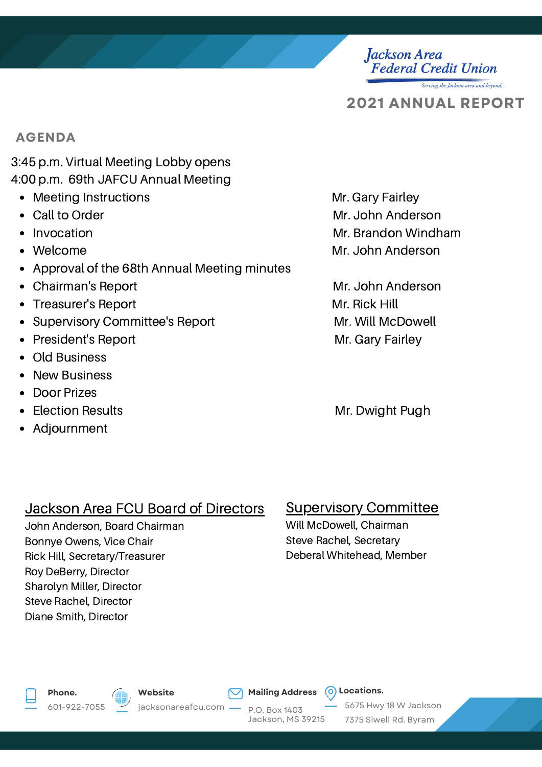Jackson Area Federal Credit Union

*Serving the Jackson area and beyond...*

# 2021 ANNUAL REPORT

## AGENDA

3:45 p.m. Virtual Meeting Lobby opens

4:00 p.m. 69th JAFCU Annual Meeting

| Item | Presenter |
| --- | --- |
| Meeting Instructions | Mr. Gary Fairley |
| Call to Order | Mr. John Anderson |
| Invocation | Mr. Brandon Windham |
| Welcome | Mr. John Anderson |
| Approval of the 68th Annual Meeting minutes | |
| Chairman's Report | Mr. John Anderson |
| Treasurer's Report | Mr. Rick Hill |
| Supervisory Committee's Report | Mr. Will McDowell |
| President's Report | Mr. Gary Fairley |
| Old Business | |
| New Business | |
| Door Prizes | |
| Election Results | Mr. Dwight Pugh |
| Adjournment | |

### Jackson Area FCU Board of Directors

John Anderson, Board Chairman
Bonnye Owens, Vice Chair
Rick Hill, Secretary/Treasurer
Roy DeBerry, Director
Sharolyn Miller, Director
Steve Rachel, Director
Diane Smith, Director

### Supervisory Committee

Will McDowell, Chairman
Steve Rachel, Secretary
Deberal Whitehead, Member

**Phone.** 601-922-7055

**Website** jacksonareafcu.com

**Mailing Address** P.O. Box 1403 Jackson, MS 39215

**Locations.** 5675 Hwy 18 W Jackson; 7375 Siwell Rd. Byram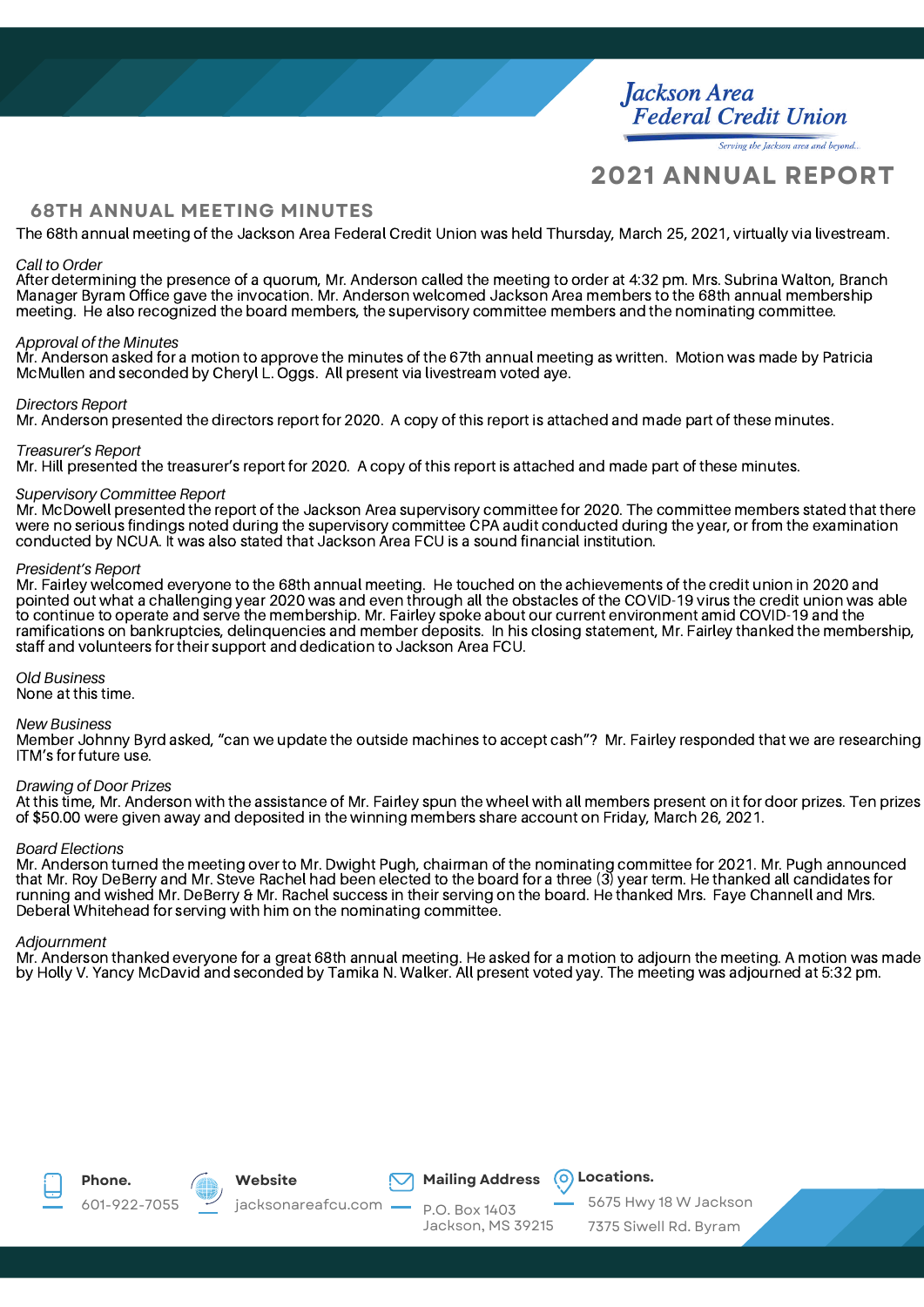Jackson Area Federal Credit Union

*Serving the Jackson area and beyond...*

# 2021 ANNUAL REPORT

## 68TH ANNUAL MEETING MINUTES

The 68th annual meeting of the Jackson Area Federal Credit Union was held Thursday, March 25, 2021, virtually via livestream.

*Call to Order*
After determining the presence of a quorum, Mr. Anderson called the meeting to order at 4:32 pm. Mrs. Subrina Walton, Branch Manager Byram Office gave the invocation. Mr. Anderson welcomed Jackson Area members to the 68th annual membership meeting. He also recognized the board members, the supervisory committee members and the nominating committee.

*Approval of the Minutes*
Mr. Anderson asked for a motion to approve the minutes of the 67th annual meeting as written. Motion was made by Patricia McMullen and seconded by Cheryl L. Oggs. All present via livestream voted aye.

*Directors Report*
Mr. Anderson presented the directors report for 2020. A copy of this report is attached and made part of these minutes.

*Treasurer's Report*
Mr. Hill presented the treasurer's report for 2020. A copy of this report is attached and made part of these minutes.

*Supervisory Committee Report*
Mr. McDowell presented the report of the Jackson Area supervisory committee for 2020. The committee members stated that there were no serious findings noted during the supervisory committee CPA audit conducted during the year, or from the examination conducted by NCUA. It was also stated that Jackson Area FCU is a sound financial institution.

*President's Report*
Mr. Fairley welcomed everyone to the 68th annual meeting. He touched on the achievements of the credit union in 2020 and pointed out what a challenging year 2020 was and even through all the obstacles of the COVID-19 virus the credit union was able to continue to operate and serve the membership. Mr. Fairley spoke about our current environment amid COVID-19 and the ramifications on bankruptcies, delinquencies and member deposits. In his closing statement, Mr. Fairley thanked the membership, staff and volunteers for their support and dedication to Jackson Area FCU.

*Old Business*
None at this time.

*New Business*
Member Johnny Byrd asked, "can we update the outside machines to accept cash"? Mr. Fairley responded that we are researching ITM's for future use.

*Drawing of Door Prizes*
At this time, Mr. Anderson with the assistance of Mr. Fairley spun the wheel with all members present on it for door prizes. Ten prizes of $50.00 were given away and deposited in the winning members share account on Friday, March 26, 2021.

*Board Elections*
Mr. Anderson turned the meeting over to Mr. Dwight Pugh, chairman of the nominating committee for 2021. Mr. Pugh announced that Mr. Roy DeBerry and Mr. Steve Rachel had been elected to the board for a three (3) year term. He thanked all candidates for running and wished Mr. DeBerry & Mr. Rachel success in their serving on the board. He thanked Mrs. Faye Channell and Mrs. Deberal Whitehead for serving with him on the nominating committee.

*Adjournment*
Mr. Anderson thanked everyone for a great 68th annual meeting. He asked for a motion to adjourn the meeting. A motion was made by Holly V. Yancy McDavid and seconded by Tamika N. Walker. All present voted yay. The meeting was adjourned at 5:32 pm.

**Phone.** 601-922-7055

**Website** jacksonareafcu.com

**Mailing Address** P.O. Box 1403 Jackson, MS 39215

**Locations.** 5675 Hwy 18 W Jackson, 7375 Siwell Rd. Byram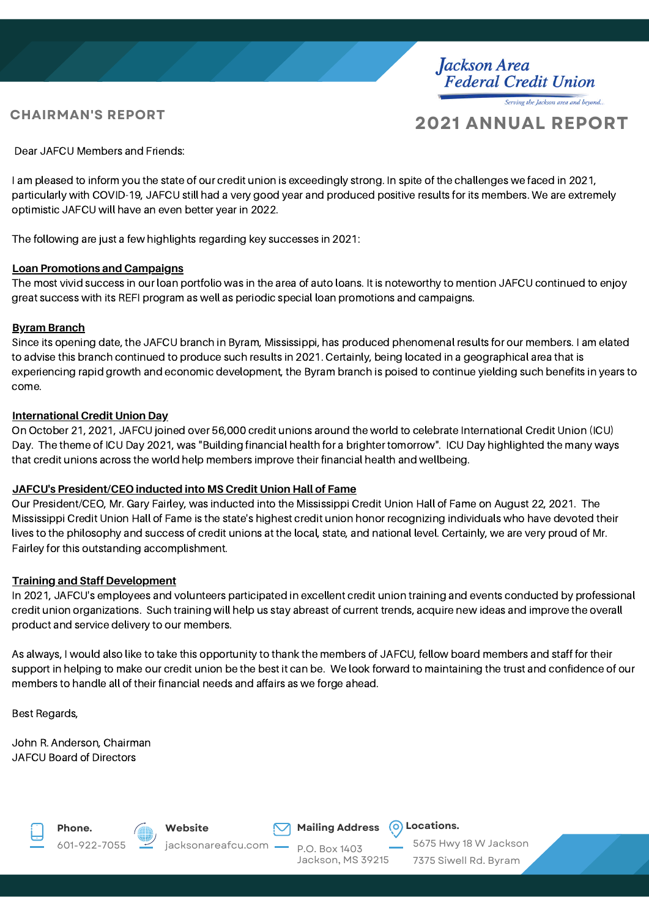Jackson Area Federal Credit Union

*Serving the Jackson area and beyond...*

## CHAIRMAN'S REPORT

# 2021 ANNUAL REPORT

Dear JAFCU Members and Friends:

I am pleased to inform you the state of our credit union is exceedingly strong. In spite of the challenges we faced in 2021, particularly with COVID-19, JAFCU still had a very good year and produced positive results for its members. We are extremely optimistic JAFCU will have an even better year in 2022.

The following are just a few highlights regarding key successes in 2021:

**Loan Promotions and Campaigns**

The most vivid success in our loan portfolio was in the area of auto loans. It is noteworthy to mention JAFCU continued to enjoy great success with its REFI program as well as periodic special loan promotions and campaigns.

**Byram Branch**

Since its opening date, the JAFCU branch in Byram, Mississippi, has produced phenomenal results for our members. I am elated to advise this branch continued to produce such results in 2021. Certainly, being located in a geographical area that is experiencing rapid growth and economic development, the Byram branch is poised to continue yielding such benefits in years to come.

**International Credit Union Day**

On October 21, 2021, JAFCU joined over 56,000 credit unions around the world to celebrate International Credit Union (ICU) Day. The theme of ICU Day 2021, was "Building financial health for a brighter tomorrow". ICU Day highlighted the many ways that credit unions across the world help members improve their financial health and wellbeing.

**JAFCU's President/CEO inducted into MS Credit Union Hall of Fame**

Our President/CEO, Mr. Gary Fairley, was inducted into the Mississippi Credit Union Hall of Fame on August 22, 2021. The Mississippi Credit Union Hall of Fame is the state's highest credit union honor recognizing individuals who have devoted their lives to the philosophy and success of credit unions at the local, state, and national level. Certainly, we are very proud of Mr. Fairley for this outstanding accomplishment.

**Training and Staff Development**

In 2021, JAFCU's employees and volunteers participated in excellent credit union training and events conducted by professional credit union organizations. Such training will help us stay abreast of current trends, acquire new ideas and improve the overall product and service delivery to our members.

As always, I would also like to take this opportunity to thank the members of JAFCU, fellow board members and staff for their support in helping to make our credit union be the best it can be. We look forward to maintaining the trust and confidence of our members to handle all of their financial needs and affairs as we forge ahead.

Best Regards,

John R. Anderson, Chairman
JAFCU Board of Directors

**Phone.** 601-922-7055

**Website** jacksonareafcu.com

**Mailing Address** P.O. Box 1403 Jackson, MS 39215

**Locations.** 5675 Hwy 18 W Jackson; 7375 Siwell Rd. Byram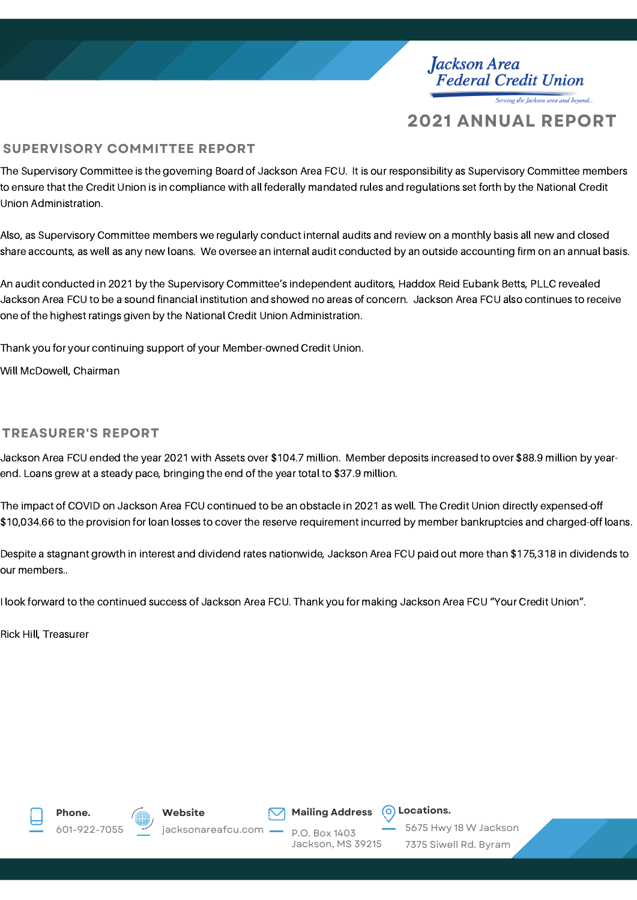Jackson Area Federal Credit Union

*Serving the Jackson area and beyond...*

# 2021 ANNUAL REPORT

## SUPERVISORY COMMITTEE REPORT

The Supervisory Committee is the governing Board of Jackson Area FCU. It is our responsibility as Supervisory Committee members to ensure that the Credit Union is in compliance with all federally mandated rules and regulations set forth by the National Credit Union Administration.

Also, as Supervisory Committee members we regularly conduct internal audits and review on a monthly basis all new and closed share accounts, as well as any new loans. We oversee an internal audit conducted by an outside accounting firm on an annual basis.

An audit conducted in 2021 by the Supervisory Committee's independent auditors, Haddox Reid Eubank Betts, PLLC revealed Jackson Area FCU to be a sound financial institution and showed no areas of concern. Jackson Area FCU also continues to receive one of the highest ratings given by the National Credit Union Administration.

Thank you for your continuing support of your Member-owned Credit Union.

Will McDowell, Chairman

## TREASURER'S REPORT

Jackson Area FCU ended the year 2021 with Assets over $104.7 million. Member deposits increased to over $88.9 million by year-end. Loans grew at a steady pace, bringing the end of the year total to $37.9 million.

The impact of COVID on Jackson Area FCU continued to be an obstacle in 2021 as well. The Credit Union directly expensed-off $10,034.66 to the provision for loan losses to cover the reserve requirement incurred by member bankruptcies and charged-off loans.

Despite a stagnant growth in interest and dividend rates nationwide, Jackson Area FCU paid out more than $175,318 in dividends to our members..

I look forward to the continued success of Jackson Area FCU. Thank you for making Jackson Area FCU "Your Credit Union".

Rick Hill, Treasurer

**Phone.** 601-922-7055

**Website** jacksonareafcu.com

**Mailing Address** P.O. Box 1403 Jackson, MS 39215

**Locations.** 5675 Hwy 18 W Jackson, 7375 Siwell Rd. Byram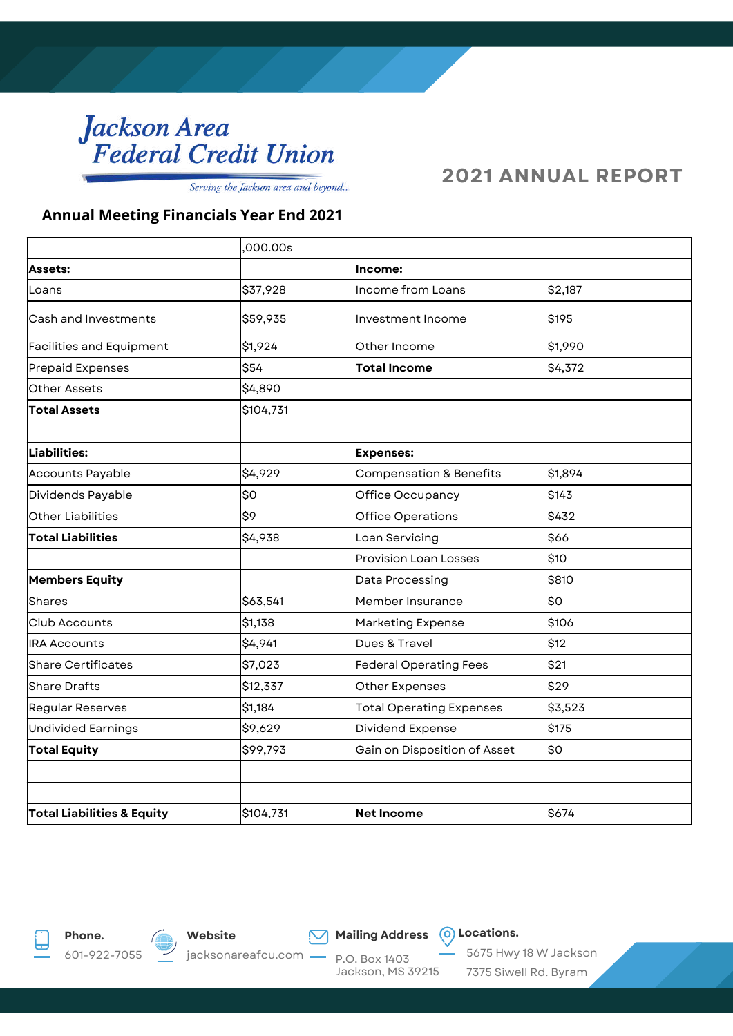Jackson Area Federal Credit Union

*Serving the Jackson area and beyond..*

## 2021 ANNUAL REPORT

### Annual Meeting Financials Year End 2021

| | ,000.00s | | |
|---|---|---|---|
| **Assets:** | | **Income:** | |
| Loans | $37,928 | Income from Loans | $2,187 |
| Cash and Investments | $59,935 | Investment Income | $195 |
| Facilities and Equipment | $1,924 | Other Income | $1,990 |
| Prepaid Expenses | $54 | **Total Income** | $4,372 |
| Other Assets | $4,890 | | |
| **Total Assets** | $104,731 | | |
| | | | |
| **Liabilities:** | | **Expenses:** | |
| Accounts Payable | $4,929 | Compensation & Benefits | $1,894 |
| Dividends Payable | $0 | Office Occupancy | $143 |
| Other Liabilities | $9 | Office Operations | $432 |
| **Total Liabilities** | $4,938 | Loan Servicing | $66 |
| | | Provision Loan Losses | $10 |
| **Members Equity** | | Data Processing | $810 |
| Shares | $63,541 | Member Insurance | $0 |
| Club Accounts | $1,138 | Marketing Expense | $106 |
| IRA Accounts | $4,941 | Dues & Travel | $12 |
| Share Certificates | $7,023 | Federal Operating Fees | $21 |
| Share Drafts | $12,337 | Other Expenses | $29 |
| Regular Reserves | $1,184 | Total Operating Expenses | $3,523 |
| Undivided Earnings | $9,629 | Dividend Expense | $175 |
| **Total Equity** | $99,793 | Gain on Disposition of Asset | $0 |
| | | | |
| | | | |
| **Total Liabilities & Equity** | $104,731 | **Net Income** | $674 |

**Phone.** 601-922-7055

**Website** jacksonareafcu.com

**Mailing Address** P.O. Box 1403 Jackson, MS 39215

**Locations.** 5675 Hwy 18 W Jackson, 7375 Siwell Rd. Byram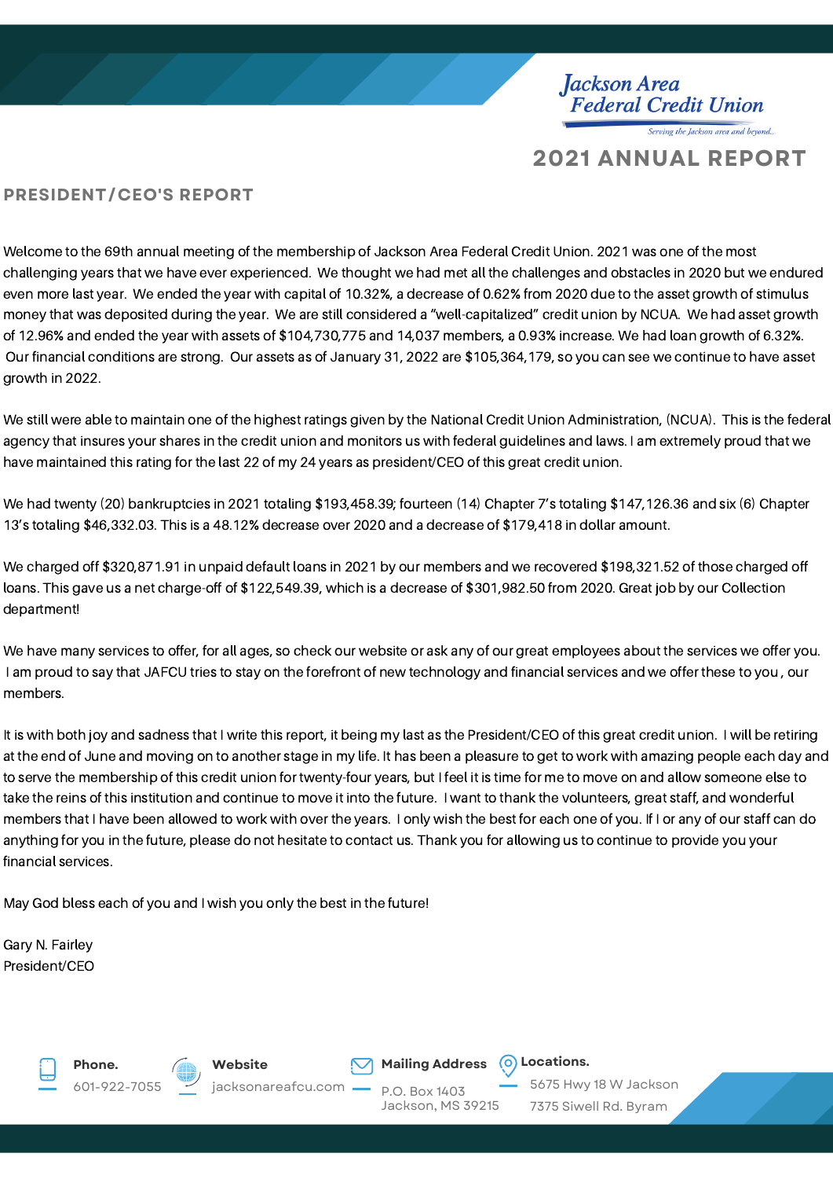Jackson Area Federal Credit Union

*Serving the Jackson area and beyond...*

# 2021 ANNUAL REPORT

## PRESIDENT/CEO'S REPORT

Welcome to the 69th annual meeting of the membership of Jackson Area Federal Credit Union. 2021 was one of the most challenging years that we have ever experienced. We thought we had met all the challenges and obstacles in 2020 but we endured even more last year. We ended the year with capital of 10.32%, a decrease of 0.62% from 2020 due to the asset growth of stimulus money that was deposited during the year. We are still considered a "well-capitalized" credit union by NCUA. We had asset growth of 12.96% and ended the year with assets of $104,730,775 and 14,037 members, a 0.93% increase. We had loan growth of 6.32%. Our financial conditions are strong. Our assets as of January 31, 2022 are $105,364,179, so you can see we continue to have asset growth in 2022.

We still were able to maintain one of the highest ratings given by the National Credit Union Administration, (NCUA). This is the federal agency that insures your shares in the credit union and monitors us with federal guidelines and laws. I am extremely proud that we have maintained this rating for the last 22 of my 24 years as president/CEO of this great credit union.

We had twenty (20) bankruptcies in 2021 totaling $193,458.39; fourteen (14) Chapter 7's totaling $147,126.36 and six (6) Chapter 13's totaling $46,332.03. This is a 48.12% decrease over 2020 and a decrease of $179,418 in dollar amount.

We charged off $320,871.91 in unpaid default loans in 2021 by our members and we recovered $198,321.52 of those charged off loans. This gave us a net charge-off of $122,549.39, which is a decrease of $301,982.50 from 2020. Great job by our Collection department!

We have many services to offer, for all ages, so check our website or ask any of our great employees about the services we offer you. I am proud to say that JAFCU tries to stay on the forefront of new technology and financial services and we offer these to you, our members.

It is with both joy and sadness that I write this report, it being my last as the President/CEO of this great credit union. I will be retiring at the end of June and moving on to another stage in my life. It has been a pleasure to get to work with amazing people each day and to serve the membership of this credit union for twenty-four years, but I feel it is time for me to move on and allow someone else to take the reins of this institution and continue to move it into the future. I want to thank the volunteers, great staff, and wonderful members that I have been allowed to work with over the years. I only wish the best for each one of you. If I or any of our staff can do anything for you in the future, please do not hesitate to contact us. Thank you for allowing us to continue to provide you your financial services.

May God bless each of you and I wish you only the best in the future!

Gary N. Fairley
President/CEO

**Phone.** 601-922-7055

**Website** jacksonareafcu.com

**Mailing Address** P.O. Box 1403 Jackson, MS 39215

**Locations.** 5675 Hwy 18 W Jackson; 7375 Siwell Rd. Byram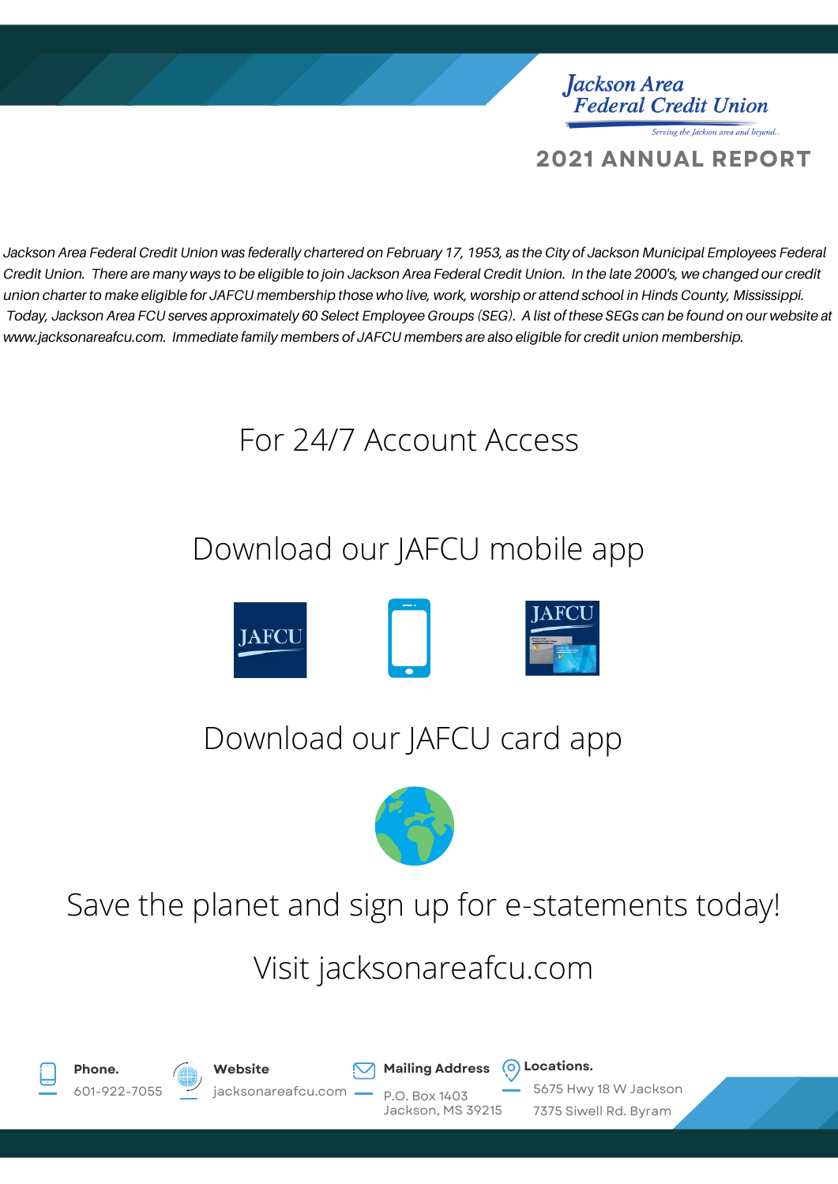Jackson Area Federal Credit Union

Serving the Jackson area and beyond...

## 2021 ANNUAL REPORT

*Jackson Area Federal Credit Union was federally chartered on February 17, 1953, as the City of Jackson Municipal Employees Federal Credit Union. There are many ways to be eligible to join Jackson Area Federal Credit Union. In the late 2000's, we changed our credit union charter to make eligible for JAFCU membership those who live, work, worship or attend school in Hinds County, Mississippi. Today, Jackson Area FCU serves approximately 60 Select Employee Groups (SEG). A list of these SEGs can be found on our website at www.jacksonareafcu.com. Immediate family members of JAFCU members are also eligible for credit union membership.*

For 24/7 Account Access

Download our JAFCU mobile app

Download our JAFCU card app

Save the planet and sign up for e-statements today!

Visit jacksonareafcu.com

**Phone.**
601-922-7055

**Website**
jacksonareafcu.com

**Mailing Address**
P.O. Box 1403
Jackson, MS 39215

**Locations.**
5675 Hwy 18 W Jackson
7375 Siwell Rd. Byram